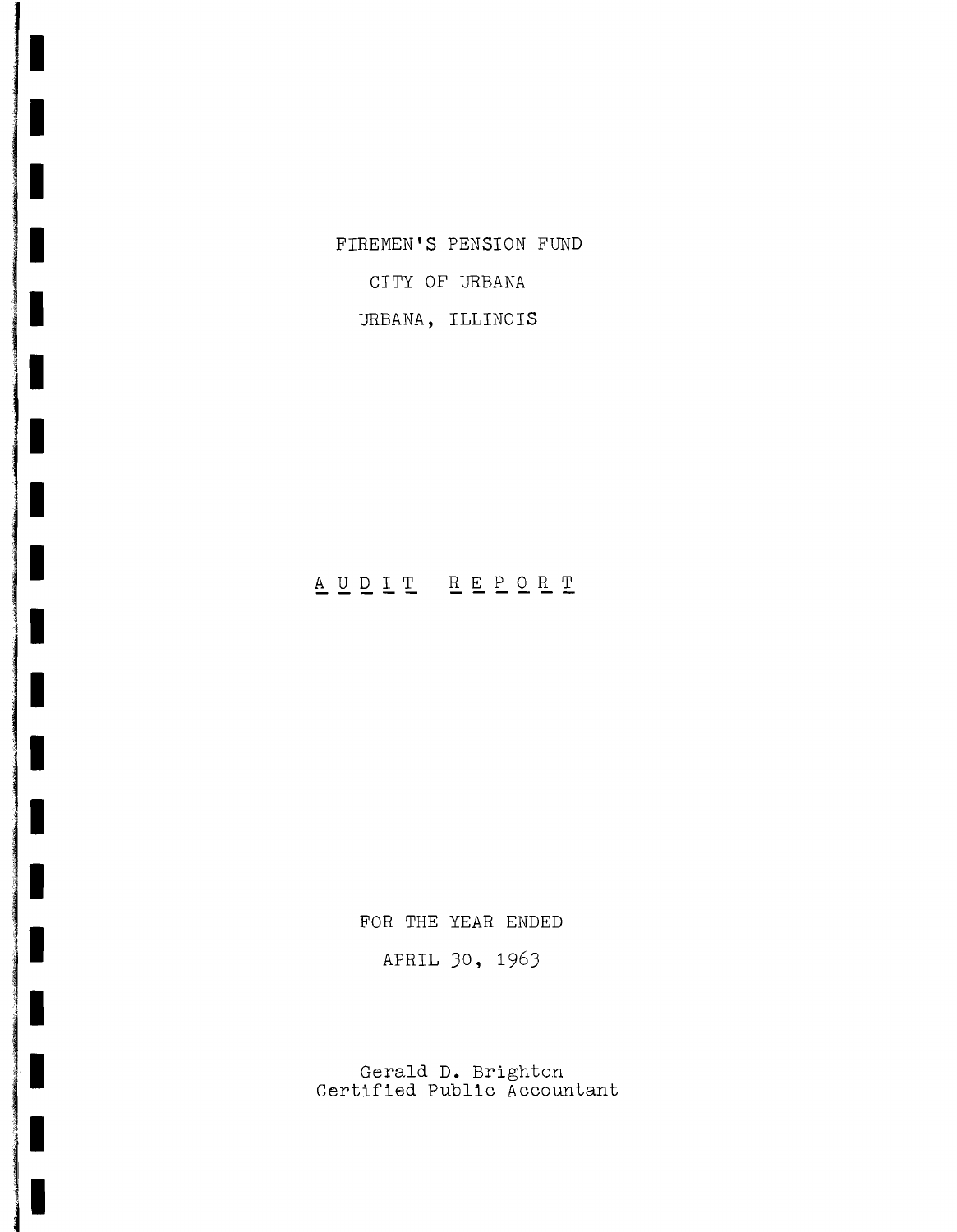FIREMEN'S PENSION FUND

CITY OF URBANA

URBANA, ILLINOIS

# AUDIT REPORT

FOR THE YEAR ENDED

APRIL 30, 1963

Gerald D. Brighton
Certified Public Accountant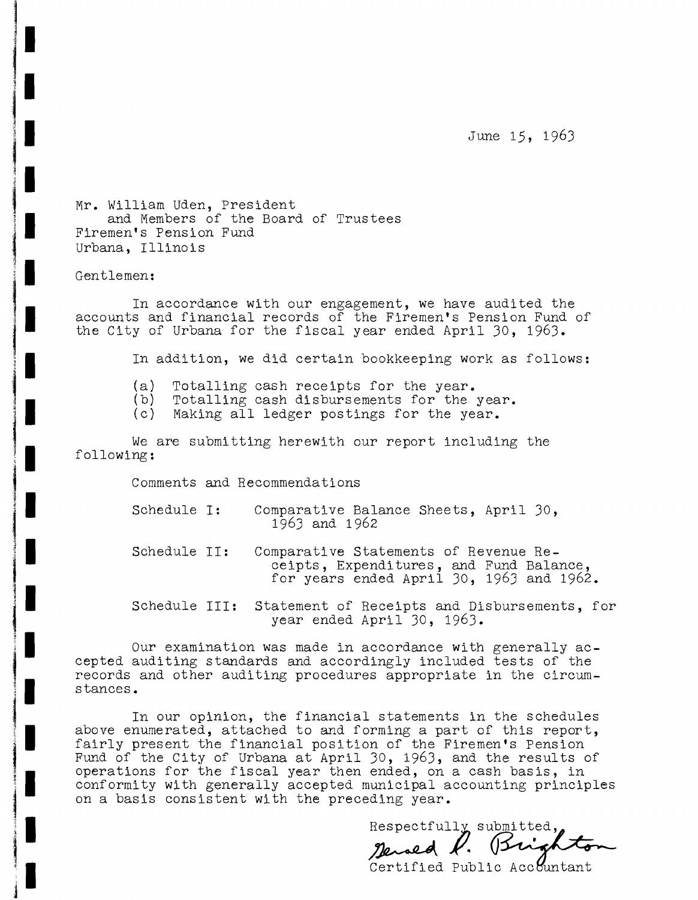June 15, 1963

Mr. William Uden, President
and Members of the Board of Trustees
Firemen's Pension Fund
Urbana, Illinois

Gentlemen:

In accordance with our engagement, we have audited the accounts and financial records of the Firemen's Pension Fund of the City of Urbana for the fiscal year ended April 30, 1963.

In addition, we did certain bookkeeping work as follows:

(a) Totalling cash receipts for the year.
(b) Totalling cash disbursements for the year.
(c) Making all ledger postings for the year.

We are submitting herewith our report including the following:

Comments and Recommendations

Schedule I: Comparative Balance Sheets, April 30, 1963 and 1962

Schedule II: Comparative Statements of Revenue Receipts, Expenditures, and Fund Balance, for years ended April 30, 1963 and 1962.

Schedule III: Statement of Receipts and Disbursements, for year ended April 30, 1963.

Our examination was made in accordance with generally accepted auditing standards and accordingly included tests of the records and other auditing procedures appropriate in the circumstances.

In our opinion, the financial statements in the schedules above enumerated, attached to and forming a part of this report, fairly present the financial position of the Firemen's Pension Fund of the City of Urbana at April 30, 1963, and the results of operations for the fiscal year then ended, on a cash basis, in conformity with generally accepted municipal accounting principles on a basis consistent with the preceding year.

Respectfully submitted,

Gerald R. Brighton

Certified Public Accountant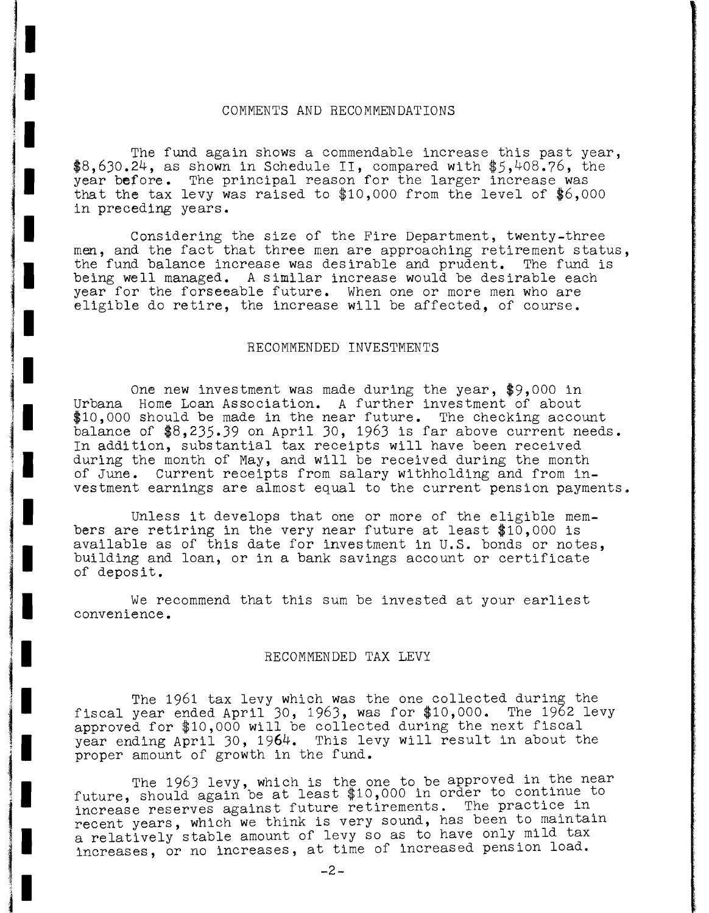## COMMENTS AND RECOMMENDATIONS

The fund again shows a commendable increase this past year, $8,630.24, as shown in Schedule II, compared with $5,408.76, the year before. The principal reason for the larger increase was that the tax levy was raised to $10,000 from the level of $6,000 in preceding years.

Considering the size of the Fire Department, twenty-three men, and the fact that three men are approaching retirement status, the fund balance increase was desirable and prudent. The fund is being well managed. A similar increase would be desirable each year for the forseeable future. When one or more men who are eligible do retire, the increase will be affected, of course.

## RECOMMENDED INVESTMENTS

One new investment was made during the year, $9,000 in Urbana Home Loan Association. A further investment of about $10,000 should be made in the near future. The checking account balance of $8,235.39 on April 30, 1963 is far above current needs. In addition, substantial tax receipts will have been received during the month of May, and will be received during the month of June. Current receipts from salary withholding and from investment earnings are almost equal to the current pension payments.

Unless it develops that one or more of the eligible members are retiring in the very near future at least $10,000 is available as of this date for investment in U.S. bonds or notes, building and loan, or in a bank savings account or certificate of deposit.

We recommend that this sum be invested at your earliest convenience.

## RECOMMENDED TAX LEVY

The 1961 tax levy which was the one collected during the fiscal year ended April 30, 1963, was for $10,000. The 1962 levy approved for $10,000 will be collected during the next fiscal year ending April 30, 1964. This levy will result in about the proper amount of growth in the fund.

The 1963 levy, which is the one to be approved in the near future, should again be at least $10,000 in order to continue to increase reserves against future retirements. The practice in recent years, which we think is very sound, has been to maintain a relatively stable amount of levy so as to have only mild tax increases, or no increases, at time of increased pension load.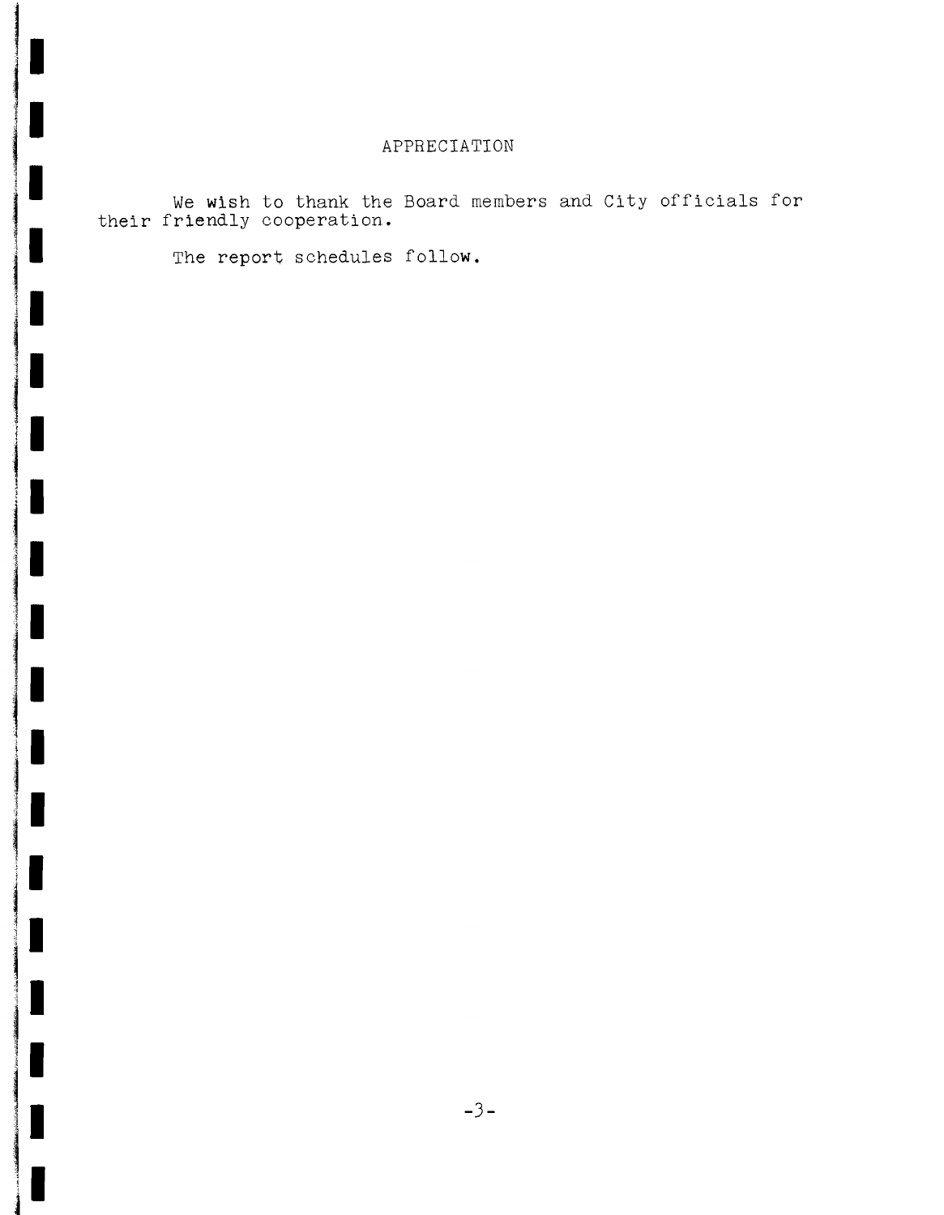## APPRECIATION

We wish to thank the Board members and City officials for their friendly cooperation.

The report schedules follow.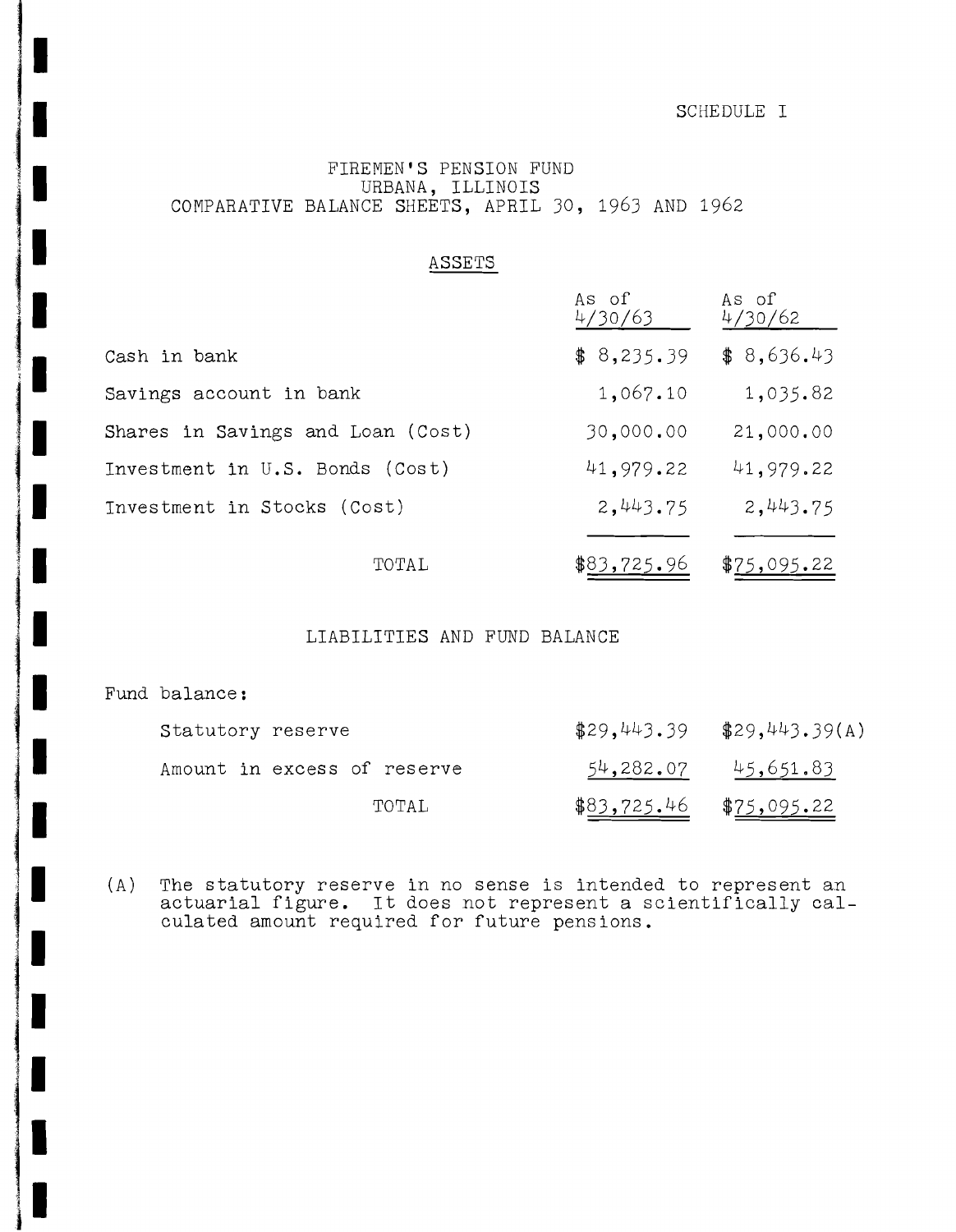SCHEDULE I

# FIREMEN'S PENSION FUND
## URBANA, ILLINOIS
## COMPARATIVE BALANCE SHEETS, APRIL 30, 1963 AND 1962

### ASSETS

| | As of 4/30/63 | As of 4/30/62 |
|---|---|---|
| Cash in bank | $ 8,235.39 | $ 8,636.43 |
| Savings account in bank | 1,067.10 | 1,035.82 |
| Shares in Savings and Loan (Cost) | 30,000.00 | 21,000.00 |
| Investment in U.S. Bonds (Cost) | 41,979.22 | 41,979.22 |
| Investment in Stocks (Cost) | 2,443.75 | 2,443.75 |
| TOTAL | $83,725.96 | $75,095.22 |

### LIABILITIES AND FUND BALANCE

| | | |
|---|---|---|
| Fund balance: | | |
| Statutory reserve | $29,443.39 | $29,443.39(A) |
| Amount in excess of reserve | 54,282.07 | 45,651.83 |
| TOTAL | $83,725.46 | $75,095.22 |

(A) The statutory reserve in no sense is intended to represent an actuarial figure. It does not represent a scientifically calculated amount required for future pensions.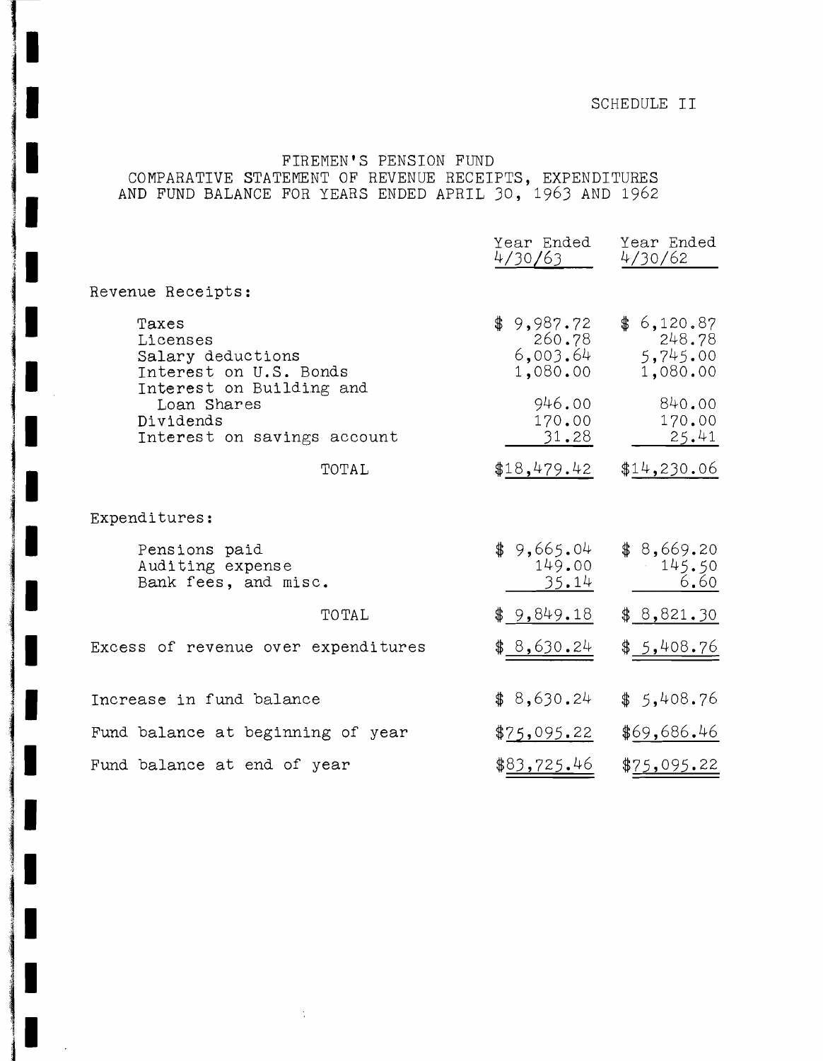SCHEDULE II

# FIREMEN'S PENSION FUND
## COMPARATIVE STATEMENT OF REVENUE RECEIPTS, EXPENDITURES AND FUND BALANCE FOR YEARS ENDED APRIL 30, 1963 AND 1962

| | Year Ended 4/30/63 | Year Ended 4/30/62 |
|---|---|---|
| Revenue Receipts: | | |
| Taxes | $ 9,987.72 | $ 6,120.87 |
| Licenses | 260.78 | 248.78 |
| Salary deductions | 6,003.64 | 5,745.00 |
| Interest on U.S. Bonds | 1,080.00 | 1,080.00 |
| Interest on Building and Loan Shares | 946.00 | 840.00 |
| Dividends | 170.00 | 170.00 |
| Interest on savings account | 31.28 | 25.41 |
| TOTAL | $18,479.42 | $14,230.06 |
| Expenditures: | | |
| Pensions paid | $ 9,665.04 | $ 8,669.20 |
| Auditing expense | 149.00 | 145.50 |
| Bank fees, and misc. | 35.14 | 6.60 |
| TOTAL | $ 9,849.18 | $ 8,821.30 |
| Excess of revenue over expenditures | $ 8,630.24 | $ 5,408.76 |
| Increase in fund balance | $ 8,630.24 | $ 5,408.76 |
| Fund balance at beginning of year | $75,095.22 | $69,686.46 |
| Fund balance at end of year | $83,725.46 | $75,095.22 |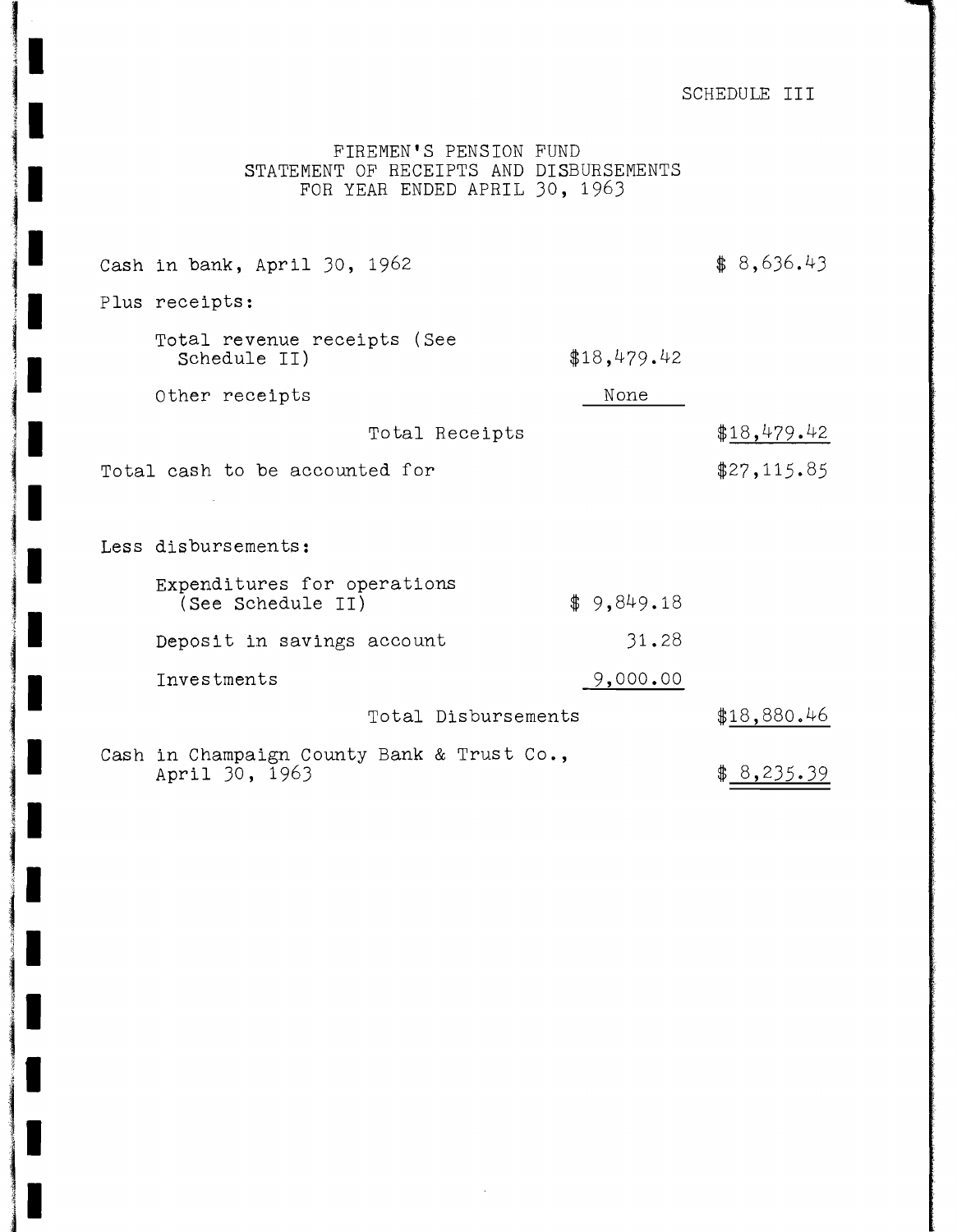SCHEDULE III

# FIREMEN'S PENSION FUND
## STATEMENT OF RECEIPTS AND DISBURSEMENTS
## FOR YEAR ENDED APRIL 30, 1963

| | | |
|---|---|---|
| Cash in bank, April 30, 1962 | | $ 8,636.43 |
| Plus receipts: | | |
| Total revenue receipts (See Schedule II) | $18,479.42 | |
| Other receipts | None | |
| Total Receipts | | $18,479.42 |
| Total cash to be accounted for | | $27,115.85 |
| Less disbursements: | | |
| Expenditures for operations (See Schedule II) | $ 9,849.18 | |
| Deposit in savings account | 31.28 | |
| Investments | 9,000.00 | |
| Total Disbursements | | $18,880.46 |
| Cash in Champaign County Bank & Trust Co., April 30, 1963 | | $ 8,235.39 |